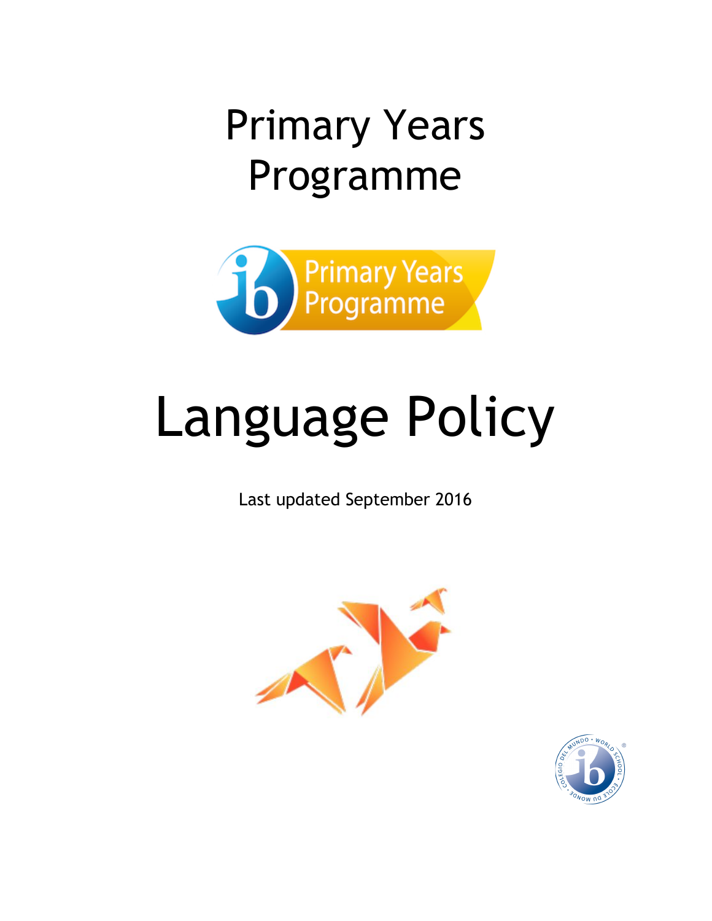# Primary Years Programme

# Language Policy

Last updated September 2016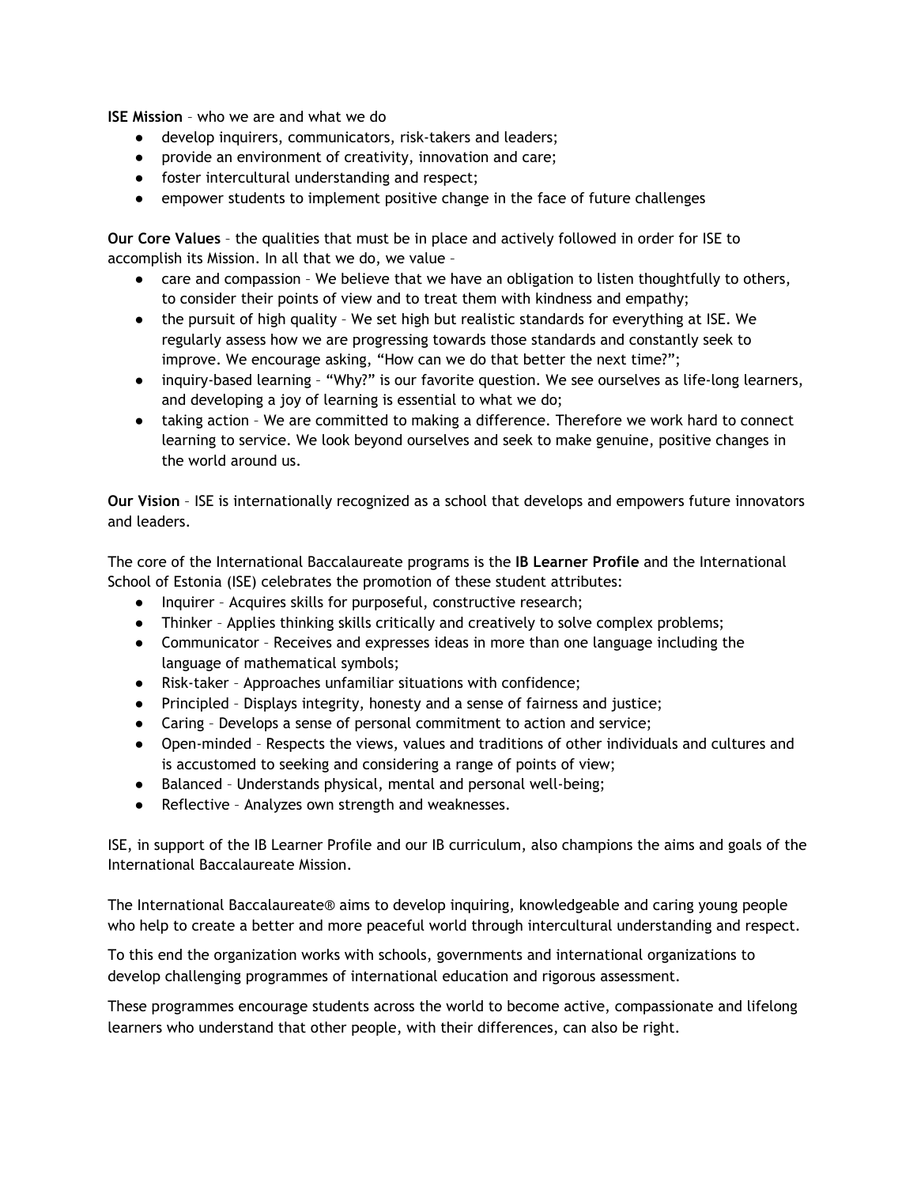**ISE Mission** – who we are and what we do

- develop inquirers, communicators, risk-takers and leaders;
- provide an environment of creativity, innovation and care;
- foster intercultural understanding and respect;
- empower students to implement positive change in the face of future challenges

**Our Core Values** – the qualities that must be in place and actively followed in order for ISE to accomplish its Mission. In all that we do, we value –

- care and compassion – We believe that we have an obligation to listen thoughtfully to others, to consider their points of view and to treat them with kindness and empathy;
- the pursuit of high quality – We set high but realistic standards for everything at ISE. We regularly assess how we are progressing towards those standards and constantly seek to improve. We encourage asking, "How can we do that better the next time?";
- inquiry-based learning – "Why?" is our favorite question. We see ourselves as life-long learners, and developing a joy of learning is essential to what we do;
- taking action – We are committed to making a difference. Therefore we work hard to connect learning to service. We look beyond ourselves and seek to make genuine, positive changes in the world around us.

**Our Vision** – ISE is internationally recognized as a school that develops and empowers future innovators and leaders.

The core of the International Baccalaureate programs is the **IB Learner Profile** and the International School of Estonia (ISE) celebrates the promotion of these student attributes:

- Inquirer – Acquires skills for purposeful, constructive research;
- Thinker – Applies thinking skills critically and creatively to solve complex problems;
- Communicator – Receives and expresses ideas in more than one language including the language of mathematical symbols;
- Risk-taker – Approaches unfamiliar situations with confidence;
- Principled – Displays integrity, honesty and a sense of fairness and justice;
- Caring – Develops a sense of personal commitment to action and service;
- Open-minded – Respects the views, values and traditions of other individuals and cultures and is accustomed to seeking and considering a range of points of view;
- Balanced – Understands physical, mental and personal well-being;
- Reflective – Analyzes own strength and weaknesses.

ISE, in support of the IB Learner Profile and our IB curriculum, also champions the aims and goals of the International Baccalaureate Mission.

The International Baccalaureate® aims to develop inquiring, knowledgeable and caring young people who help to create a better and more peaceful world through intercultural understanding and respect.

To this end the organization works with schools, governments and international organizations to develop challenging programmes of international education and rigorous assessment.

These programmes encourage students across the world to become active, compassionate and lifelong learners who understand that other people, with their differences, can also be right.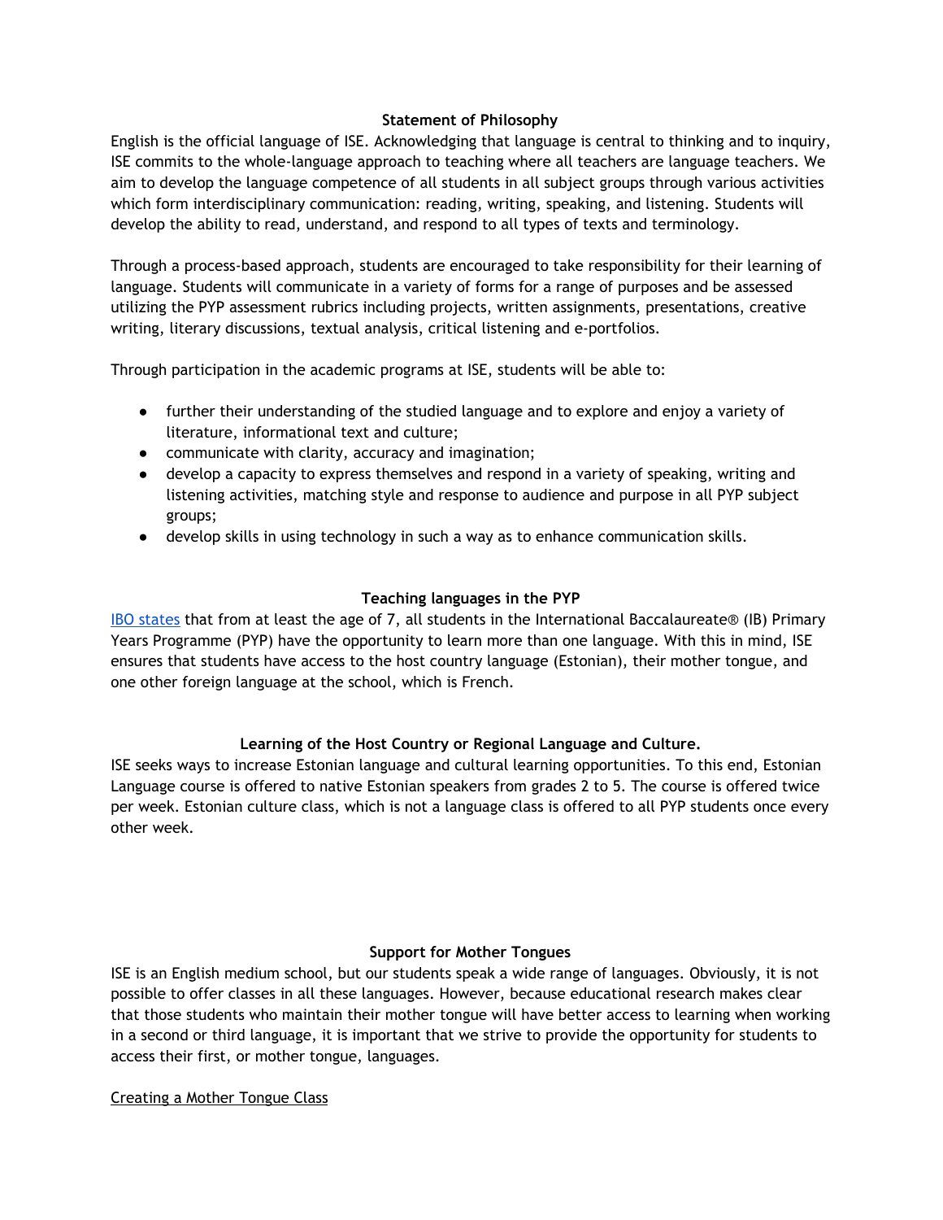## Statement of Philosophy

English is the official language of ISE. Acknowledging that language is central to thinking and to inquiry, ISE commits to the whole-language approach to teaching where all teachers are language teachers. We aim to develop the language competence of all students in all subject groups through various activities which form interdisciplinary communication: reading, writing, speaking, and listening. Students will develop the ability to read, understand, and respond to all types of texts and terminology.

Through a process-based approach, students are encouraged to take responsibility for their learning of language. Students will communicate in a variety of forms for a range of purposes and be assessed utilizing the PYP assessment rubrics including projects, written assignments, presentations, creative writing, literary discussions, textual analysis, critical listening and e-portfolios.

Through participation in the academic programs at ISE, students will be able to:

- further their understanding of the studied language and to explore and enjoy a variety of literature, informational text and culture;
- communicate with clarity, accuracy and imagination;
- develop a capacity to express themselves and respond in a variety of speaking, writing and listening activities, matching style and response to audience and purpose in all PYP subject groups;
- develop skills in using technology in such a way as to enhance communication skills.

## Teaching languages in the PYP

IBO states that from at least the age of 7, all students in the International Baccalaureate® (IB) Primary Years Programme (PYP) have the opportunity to learn more than one language. With this in mind, ISE ensures that students have access to the host country language (Estonian), their mother tongue, and one other foreign language at the school, which is French.

## Learning of the Host Country or Regional Language and Culture.

ISE seeks ways to increase Estonian language and cultural learning opportunities. To this end, Estonian Language course is offered to native Estonian speakers from grades 2 to 5. The course is offered twice per week. Estonian culture class, which is not a language class is offered to all PYP students once every other week.

## Support for Mother Tongues

ISE is an English medium school, but our students speak a wide range of languages. Obviously, it is not possible to offer classes in all these languages. However, because educational research makes clear that those students who maintain their mother tongue will have better access to learning when working in a second or third language, it is important that we strive to provide the opportunity for students to access their first, or mother tongue, languages.

### Creating a Mother Tongue Class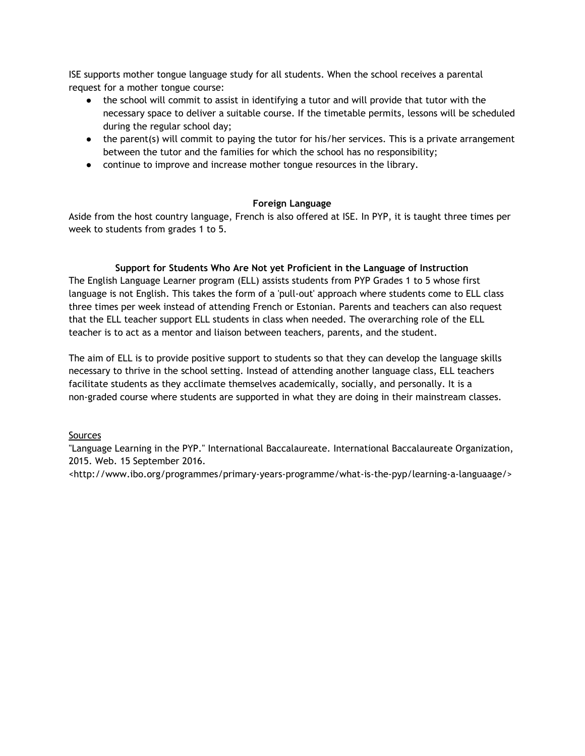ISE supports mother tongue language study for all students. When the school receives a parental request for a mother tongue course:

- the school will commit to assist in identifying a tutor and will provide that tutor with the necessary space to deliver a suitable course. If the timetable permits, lessons will be scheduled during the regular school day;
- the parent(s) will commit to paying the tutor for his/her services. This is a private arrangement between the tutor and the families for which the school has no responsibility;
- continue to improve and increase mother tongue resources in the library.

**Foreign Language**

Aside from the host country language, French is also offered at ISE. In PYP, it is taught three times per week to students from grades 1 to 5.

**Support for Students Who Are Not yet Proficient in the Language of Instruction**

The English Language Learner program (ELL) assists students from PYP Grades 1 to 5 whose first language is not English. This takes the form of a 'pull-out' approach where students come to ELL class three times per week instead of attending French or Estonian. Parents and teachers can also request that the ELL teacher support ELL students in class when needed. The overarching role of the ELL teacher is to act as a mentor and liaison between teachers, parents, and the student.

The aim of ELL is to provide positive support to students so that they can develop the language skills necessary to thrive in the school setting. Instead of attending another language class, ELL teachers facilitate students as they acclimate themselves academically, socially, and personally. It is a non-graded course where students are supported in what they are doing in their mainstream classes.

Sources

"Language Learning in the PYP." International Baccalaureate. International Baccalaureate Organization, 2015. Web. 15 September 2016. <http://www.ibo.org/programmes/primary-years-programme/what-is-the-pyp/learning-a-languaage/>